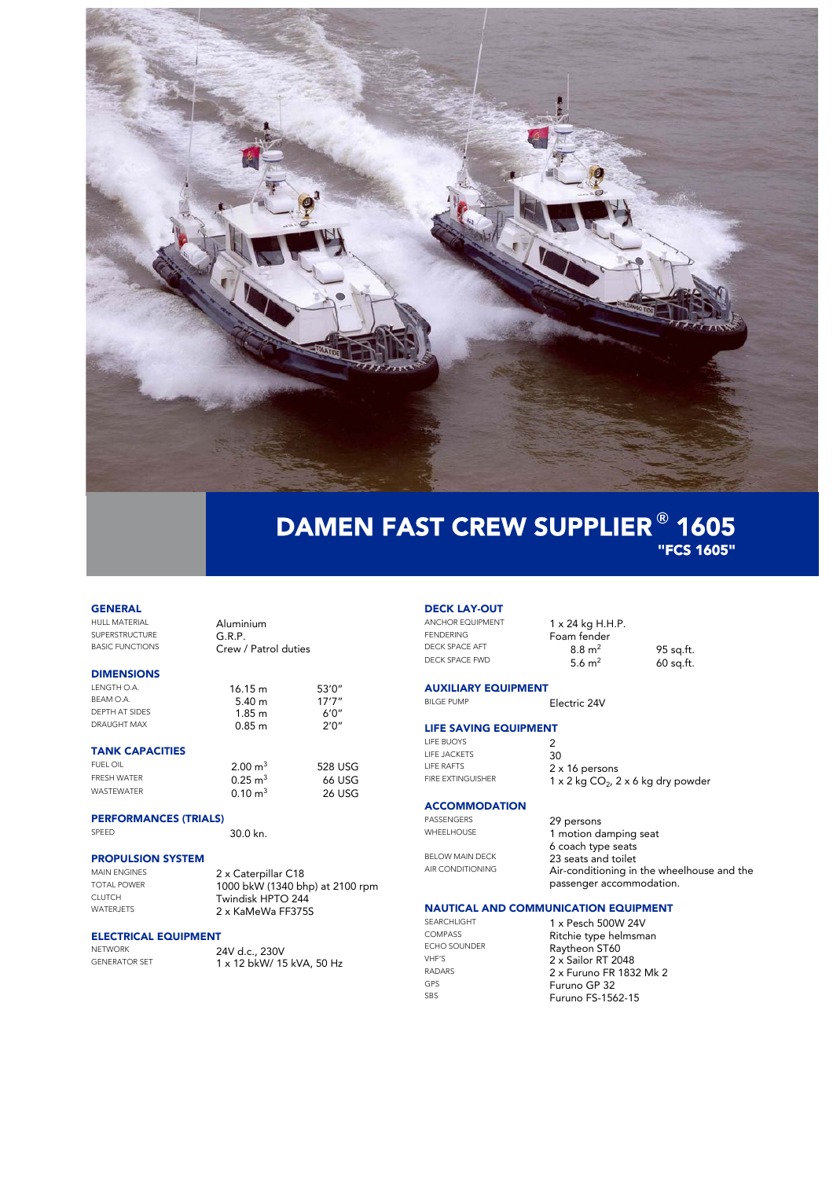# DAMEN FAST CREW SUPPLIER® 1605

## "FCS 1605"

### GENERAL

| | |
|---|---|
| HULL MATERIAL | Aluminium |
| SUPERSTRUCTURE | G.R.P. |
| BASIC FUNCTIONS | Crew / Patrol duties |

### DIMENSIONS

| | | |
|---|---|---|
| LENGTH O.A. | 16.15 m | 53'0" |
| BEAM O.A. | 5.40 m | 17'7" |
| DEPTH AT SIDES | 1.85 m | 6'0" |
| DRAUGHT MAX | 0.85 m | 2'0" |

### TANK CAPACITIES

| | | |
|---|---|---|
| FUEL OIL | 2.00 $m^3$ | 528 USG |
| FRESH WATER | 0.25 $m^3$ | 66 USG |
| WASTEWATER | 0.10 $m^3$ | 26 USG |

### PERFORMANCES (TRIALS)

| | |
|---|---|
| SPEED | 30.0 kn. |

### PROPULSION SYSTEM

| | |
|---|---|
| MAIN ENGINES | 2 x Caterpillar C18 |
| TOTAL POWER | 1000 bkW (1340 bhp) at 2100 rpm |
| CLUTCH | Twindisk HPTO 244 |
| WATERJETS | 2 x KaMeWa FF375S |

### ELECTRICAL EQUIPMENT

| | |
|---|---|
| NETWORK | 24V d.c., 230V |
| GENERATOR SET | 1 x 12 bkW/ 15 kVA, 50 Hz |

### DECK LAY-OUT

| | | |
|---|---|---|
| ANCHOR EQUIPMENT | 1 x 24 kg H.H.P. | |
| FENDERING | Foam fender | |
| DECK SPACE AFT | 8.8 $m^2$ | 95 sq.ft. |
| DECK SPACE FWD | 5.6 $m^2$ | 60 sq.ft. |

### AUXILIARY EQUIPMENT

| | |
|---|---|
| BILGE PUMP | Electric 24V |

### LIFE SAVING EQUIPMENT

| | |
|---|---|
| LIFE BUOYS | 2 |
| LIFE JACKETS | 30 |
| LIFE RAFTS | 2 x 16 persons |
| FIRE EXTINGUISHER | 1 x 2 kg $CO_2$, 2 x 6 kg dry powder |

### ACCOMMODATION

| | |
|---|---|
| PASSENGERS | 29 persons |
| WHEELHOUSE | 1 motion damping seat<br>6 coach type seats |
| BELOW MAIN DECK | 23 seats and toilet |
| AIR CONDITIONING | Air-conditioning in the wheelhouse and the passenger accommodation. |

### NAUTICAL AND COMMUNICATION EQUIPMENT

| | |
|---|---|
| SEARCHLIGHT | 1 x Pesch 500W 24V |
| COMPASS | Ritchie type helmsman |
| ECHO SOUNDER | Raytheon ST60 |
| VHF'S | 2 x Sailor RT 2048 |
| RADARS | 2 x Furuno FR 1832 Mk 2 |
| GPS | Furuno GP 32 |
| SBS | Furuno FS-1562-15 |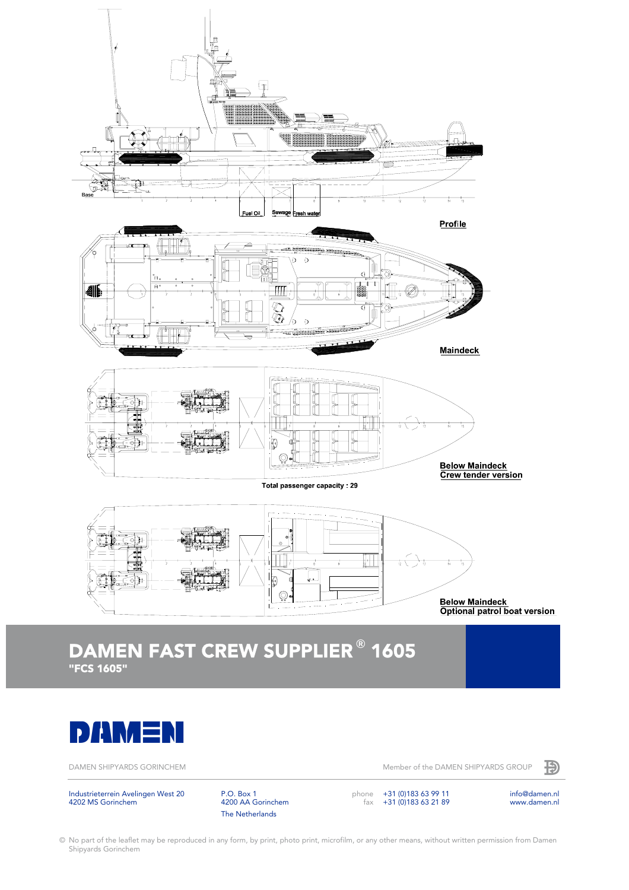Base

Fuel Oil

Sewage

Fresh water

**Profile**

**Maindeck**

**Below Maindeck**
**Crew tender version**

**Total passenger capacity : 29**

**Below Maindeck**
**Optional patrol boat version**

# DAMEN FAST CREW SUPPLIER® 1605

**"FCS 1605"**

DAMEN

DAMEN SHIPYARDS GORINCHEM

Member of the DAMEN SHIPYARDS GROUP

Industrieterrein Avelingen West 20
4202 MS Gorinchem

P.O. Box 1
4200 AA Gorinchem
The Netherlands

phone +31 (0)183 63 99 11
fax +31 (0)183 63 21 89

info@damen.nl
www.damen.nl

© No part of the leaflet may be reproduced in any form, by print, photo print, microfilm, or any other means, without written permission from Damen Shipyards Gorinchem